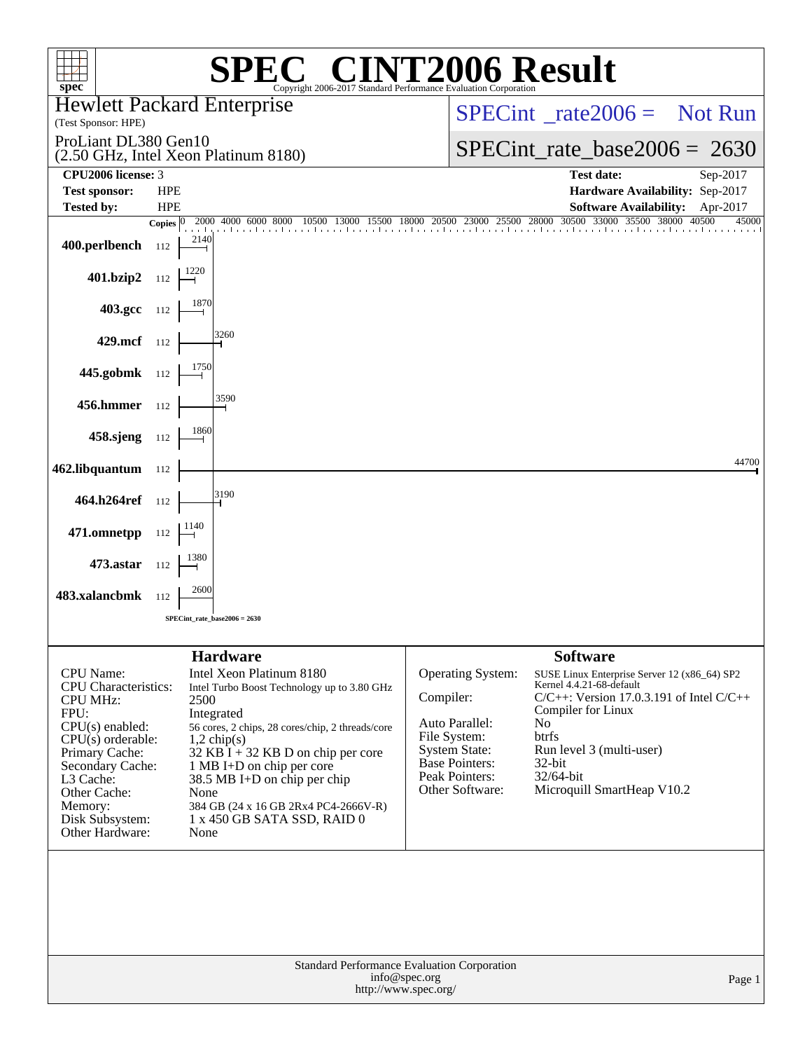# SPEC® CINT2006 Result

Copyright 2006-2017 Standard Performance Evaluation Corporation

**Hewlett Packard Enterprise**
(Test Sponsor: HPE)

ProLiant DL380 Gen10
(2.50 GHz, Intel Xeon Platinum 8180)

SPECint_rate2006 = Not Run

SPECint_rate_base2006 = 2630

| | | | |
|---|---|---|---|
| **CPU2006 license:** | 3 | **Test date:** | Sep-2017 |
| **Test sponsor:** | HPE | **Hardware Availability:** | Sep-2017 |
| **Tested by:** | HPE | **Software Availability:** | Apr-2017 |

| Benchmark | Copies | Base Ratio |
|---|---|---|
| 400.perlbench | 112 | 2140 |
| 401.bzip2 | 112 | 1220 |
| 403.gcc | 112 | 1870 |
| 429.mcf | 112 | 3260 |
| 445.gobmk | 112 | 1750 |
| 456.hmmer | 112 | 3590 |
| 458.sjeng | 112 | 1860 |
| 462.libquantum | 112 | 44700 |
| 464.h264ref | 112 | 3190 |
| 471.omnetpp | 112 | 1140 |
| 473.astar | 112 | 1380 |
| 483.xalancbmk | 112 | 2600 |

SPECint_rate_base2006 = 2630

## Hardware

| | |
|---|---|
| CPU Name: | Intel Xeon Platinum 8180 |
| CPU Characteristics: | Intel Turbo Boost Technology up to 3.80 GHz |
| CPU MHz: | 2500 |
| FPU: | Integrated |
| CPU(s) enabled: | 56 cores, 2 chips, 28 cores/chip, 2 threads/core |
| CPU(s) orderable: | 1,2 chip(s) |
| Primary Cache: | 32 KB I + 32 KB D on chip per core |
| Secondary Cache: | 1 MB I+D on chip per core |
| L3 Cache: | 38.5 MB I+D on chip per chip |
| Other Cache: | None |
| Memory: | 384 GB (24 x 16 GB 2Rx4 PC4-2666V-R) |
| Disk Subsystem: | 1 x 450 GB SATA SSD, RAID 0 |
| Other Hardware: | None |

## Software

| | |
|---|---|
| Operating System: | SUSE Linux Enterprise Server 12 (x86_64) SP2 Kernel 4.4.21-68-default |
| Compiler: | C/C++: Version 17.0.3.191 of Intel C/C++ Compiler for Linux |
| Auto Parallel: | No |
| File System: | btrfs |
| System State: | Run level 3 (multi-user) |
| Base Pointers: | 32-bit |
| Peak Pointers: | 32/64-bit |
| Other Software: | Microquill SmartHeap V10.2 |

Standard Performance Evaluation Corporation
info@spec.org
http://www.spec.org/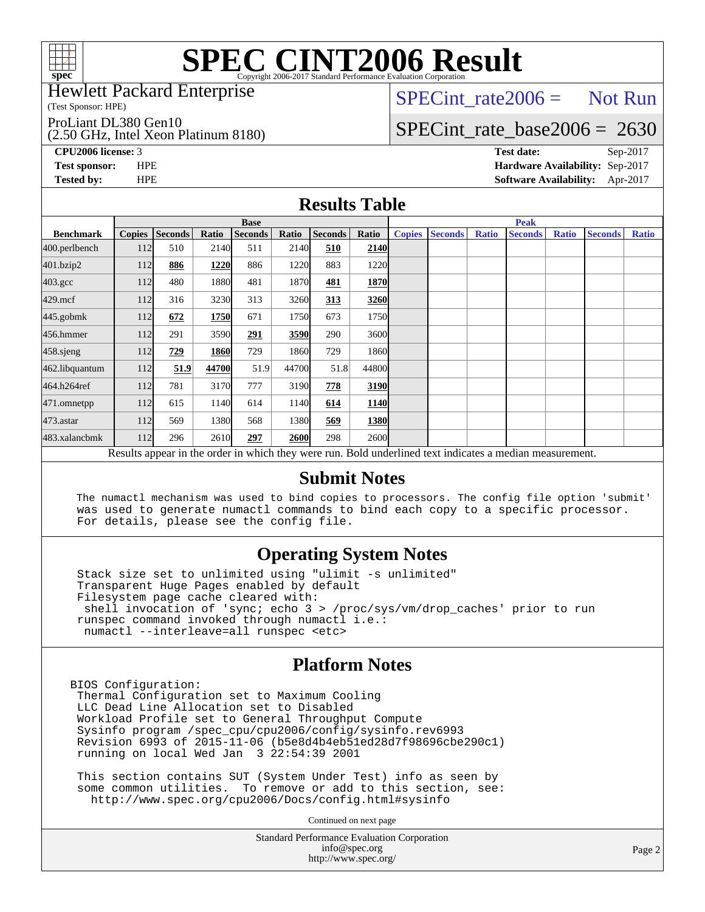# SPEC CINT2006 Result

Copyright 2006-2017 Standard Performance Evaluation Corporation

**Hewlett Packard Enterprise**
(Test Sponsor: HPE)

ProLiant DL380 Gen10
(2.50 GHz, Intel Xeon Platinum 8180)

SPECint_rate2006 = Not Run

SPECint_rate_base2006 = 2630

| | | | |
|---|---|---|---|
| **CPU2006 license:** | 3 | **Test date:** | Sep-2017 |
| **Test sponsor:** | HPE | **Hardware Availability:** | Sep-2017 |
| **Tested by:** | HPE | **Software Availability:** | Apr-2017 |

## Results Table

| | Base | | | | | | | Peak | | | | | | |
|---|---|---|---|---|---|---|---|---|---|---|---|---|---|---|
| **Benchmark** | **Copies** | **Seconds** | **Ratio** | **Seconds** | **Ratio** | **Seconds** | **Ratio** | **Copies** | **Seconds** | **Ratio** | **Seconds** | **Ratio** | **Seconds** | **Ratio** |
| 400.perlbench | 112 | 510 | 2140 | 511 | 2140 | **510** | **2140** | | | | | | | |
| 401.bzip2 | 112 | **886** | **1220** | 886 | 1220 | 883 | 1220 | | | | | | | |
| 403.gcc | 112 | 480 | 1880 | 481 | 1870 | **481** | **1870** | | | | | | | |
| 429.mcf | 112 | 316 | 3230 | 313 | 3260 | **313** | **3260** | | | | | | | |
| 445.gobmk | 112 | **672** | **1750** | 671 | 1750 | 673 | 1750 | | | | | | | |
| 456.hmmer | 112 | 291 | 3590 | **291** | **3590** | 290 | 3600 | | | | | | | |
| 458.sjeng | 112 | **729** | **1860** | 729 | 1860 | 729 | 1860 | | | | | | | |
| 462.libquantum | 112 | **51.9** | **44700** | 51.9 | 44700 | 51.8 | 44800 | | | | | | | |
| 464.h264ref | 112 | 781 | 3170 | 777 | 3190 | **778** | **3190** | | | | | | | |
| 471.omnetpp | 112 | 615 | 1140 | 614 | 1140 | **614** | **1140** | | | | | | | |
| 473.astar | 112 | 569 | 1380 | 568 | 1380 | **569** | **1380** | | | | | | | |
| 483.xalancbmk | 112 | 296 | 2610 | **297** | **2600** | 298 | 2600 | | | | | | | |

Results appear in the order in which they were run. Bold underlined text indicates a median measurement.

## Submit Notes

```
The numactl mechanism was used to bind copies to processors. The config file option 'submit'
was used to generate numactl commands to bind each copy to a specific processor.
For details, please see the config file.
```

## Operating System Notes

```
Stack size set to unlimited using "ulimit -s unlimited"
Transparent Huge Pages enabled by default
Filesystem page cache cleared with:
 shell invocation of 'sync; echo 3 > /proc/sys/vm/drop_caches' prior to run
runspec command invoked through numactl i.e.:
 numactl --interleave=all runspec <etc>
```

## Platform Notes

```
BIOS Configuration:
 Thermal Configuration set to Maximum Cooling
 LLC Dead Line Allocation set to Disabled
 Workload Profile set to General Throughput Compute
 Sysinfo program /spec_cpu/cpu2006/config/sysinfo.rev6993
 Revision 6993 of 2015-11-06 (b5e8d4b4eb51ed28d7f98696cbe290c1)
 running on local Wed Jan  3 22:54:39 2001

 This section contains SUT (System Under Test) info as seen by
 some common utilities.  To remove or add to this section, see:
   http://www.spec.org/cpu2006/Docs/config.html#sysinfo
```

Continued on next page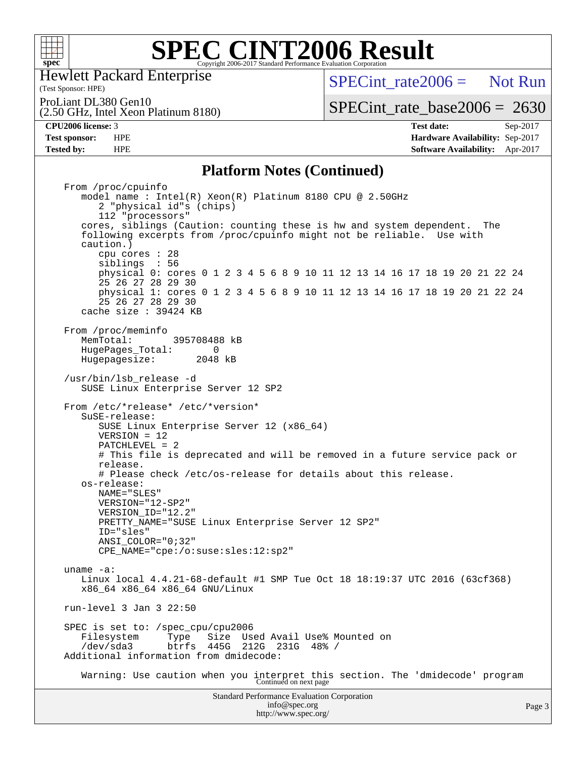# SPEC CINT2006 Result

Hewlett Packard Enterprise
(Test Sponsor: HPE)

ProLiant DL380 Gen10
(2.50 GHz, Intel Xeon Platinum 8180)

SPECint_rate2006 = Not Run

SPECint_rate_base2006 = 2630

**CPU2006 license:** 3
**Test sponsor:** HPE
**Tested by:** HPE

**Test date:** Sep-2017
**Hardware Availability:** Sep-2017
**Software Availability:** Apr-2017

## Platform Notes (Continued)

```
From /proc/cpuinfo
   model name : Intel(R) Xeon(R) Platinum 8180 CPU @ 2.50GHz
      2 "physical id"s (chips)
      112 "processors"
   cores, siblings (Caution: counting these is hw and system dependent.  The
   following excerpts from /proc/cpuinfo might not be reliable.  Use with
   caution.)
      cpu cores : 28
      siblings  : 56
      physical 0: cores 0 1 2 3 4 5 6 8 9 10 11 12 13 14 16 17 18 19 20 21 22 24
      25 26 27 28 29 30
      physical 1: cores 0 1 2 3 4 5 6 8 9 10 11 12 13 14 16 17 18 19 20 21 22 24
      25 26 27 28 29 30
   cache size : 39424 KB

From /proc/meminfo
   MemTotal:       395708488 kB
   HugePages_Total:       0
   Hugepagesize:       2048 kB

/usr/bin/lsb_release -d
   SUSE Linux Enterprise Server 12 SP2

From /etc/*release* /etc/*version*
   SuSE-release:
      SUSE Linux Enterprise Server 12 (x86_64)
      VERSION = 12
      PATCHLEVEL = 2
      # This file is deprecated and will be removed in a future service pack or
      release.
      # Please check /etc/os-release for details about this release.
   os-release:
      NAME="SLES"
      VERSION="12-SP2"
      VERSION_ID="12.2"
      PRETTY_NAME="SUSE Linux Enterprise Server 12 SP2"
      ID="sles"
      ANSI_COLOR="0;32"
      CPE_NAME="cpe:/o:suse:sles:12:sp2"

uname -a:
   Linux local 4.4.21-68-default #1 SMP Tue Oct 18 18:19:37 UTC 2016 (63cf368)
   x86_64 x86_64 x86_64 GNU/Linux

run-level 3 Jan 3 22:50

SPEC is set to: /spec_cpu/cpu2006
   Filesystem     Type   Size  Used Avail Use% Mounted on
   /dev/sda3      btrfs  445G  212G  231G  48% /
Additional information from dmidecode:

   Warning: Use caution when you interpret this section. The 'dmidecode' program
```

Continued on next page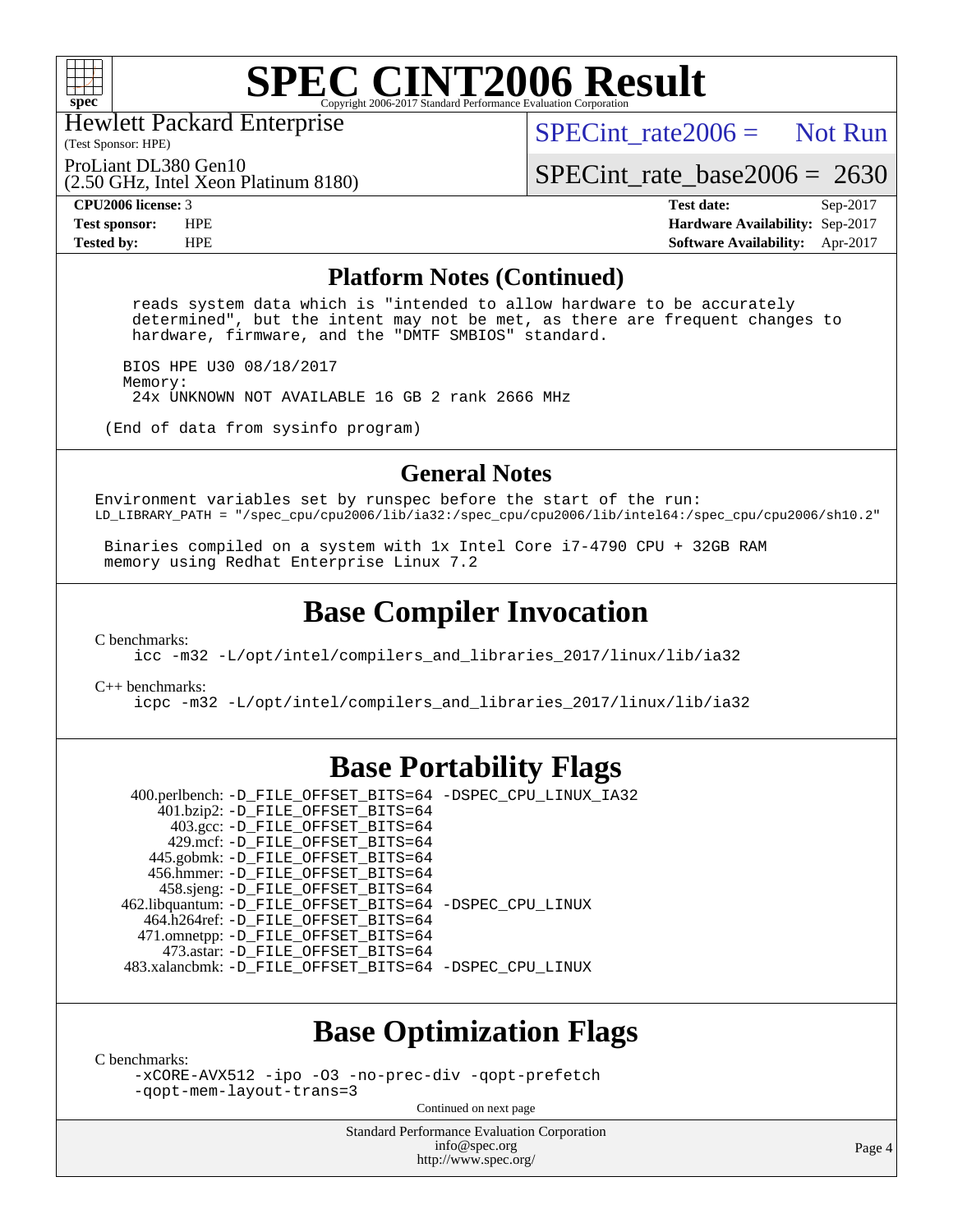# SPEC CINT2006 Result

Hewlett Packard Enterprise
(Test Sponsor: HPE)

ProLiant DL380 Gen10
(2.50 GHz, Intel Xeon Platinum 8180)

SPECint_rate2006 = Not Run

SPECint_rate_base2006 = 2630

| | | | |
|---|---|---|---|
| **CPU2006 license:** 3 | | **Test date:** | Sep-2017 |
| **Test sponsor:** | HPE | **Hardware Availability:** | Sep-2017 |
| **Tested by:** | HPE | **Software Availability:** | Apr-2017 |

## Platform Notes (Continued)

```
   reads system data which is "intended to allow hardware to be accurately
   determined", but the intent may not be met, as there are frequent changes to
   hardware, firmware, and the "DMTF SMBIOS" standard.

  BIOS HPE U30 08/18/2017
  Memory:
   24x UNKNOWN NOT AVAILABLE 16 GB 2 rank 2666 MHz

(End of data from sysinfo program)
```

## General Notes

```
Environment variables set by runspec before the start of the run:
LD_LIBRARY_PATH = "/spec_cpu/cpu2006/lib/ia32:/spec_cpu/cpu2006/lib/intel64:/spec_cpu/cpu2006/sh10.2"

 Binaries compiled on a system with 1x Intel Core i7-4790 CPU + 32GB RAM
 memory using Redhat Enterprise Linux 7.2
```

## Base Compiler Invocation

C benchmarks:
```
icc -m32 -L/opt/intel/compilers_and_libraries_2017/linux/lib/ia32
```

C++ benchmarks:
```
icpc -m32 -L/opt/intel/compilers_and_libraries_2017/linux/lib/ia32
```

## Base Portability Flags

| Benchmark | Flags |
|---|---|
| 400.perlbench: | -D_FILE_OFFSET_BITS=64 -DSPEC_CPU_LINUX_IA32 |
| 401.bzip2: | -D_FILE_OFFSET_BITS=64 |
| 403.gcc: | -D_FILE_OFFSET_BITS=64 |
| 429.mcf: | -D_FILE_OFFSET_BITS=64 |
| 445.gobmk: | -D_FILE_OFFSET_BITS=64 |
| 456.hmmer: | -D_FILE_OFFSET_BITS=64 |
| 458.sjeng: | -D_FILE_OFFSET_BITS=64 |
| 462.libquantum: | -D_FILE_OFFSET_BITS=64 -DSPEC_CPU_LINUX |
| 464.h264ref: | -D_FILE_OFFSET_BITS=64 |
| 471.omnetpp: | -D_FILE_OFFSET_BITS=64 |
| 473.astar: | -D_FILE_OFFSET_BITS=64 |
| 483.xalancbmk: | -D_FILE_OFFSET_BITS=64 -DSPEC_CPU_LINUX |

## Base Optimization Flags

C benchmarks:
```
-xCORE-AVX512 -ipo -O3 -no-prec-div -qopt-prefetch
-qopt-mem-layout-trans=3
```

Continued on next page

Standard Performance Evaluation Corporation
info@spec.org
http://www.spec.org/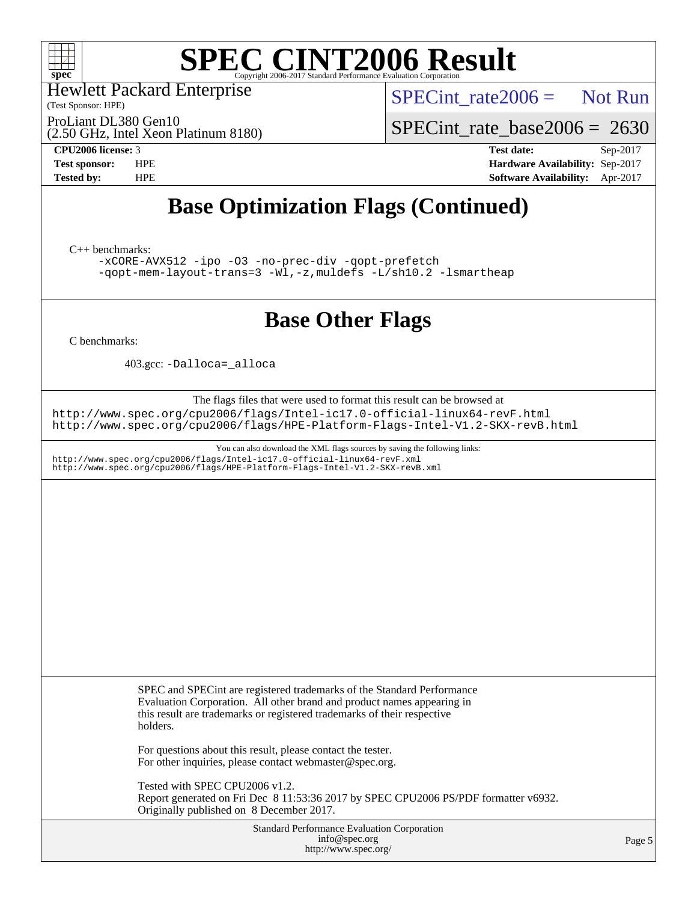## Base Optimization Flags (Continued)

C++ benchmarks:

```
-xCORE-AVX512 -ipo -O3 -no-prec-div -qopt-prefetch
-qopt-mem-layout-trans=3 -Wl,-z,muldefs -L/sh10.2 -lsmartheap
```

## Base Other Flags

C benchmarks:

403.gcc: `-Dalloca=_alloca`

The flags files that were used to format this result can be browsed at
http://www.spec.org/cpu2006/flags/Intel-ic17.0-official-linux64-revF.html
http://www.spec.org/cpu2006/flags/HPE-Platform-Flags-Intel-V1.2-SKX-revB.html

You can also download the XML flags sources by saving the following links:
http://www.spec.org/cpu2006/flags/Intel-ic17.0-official-linux64-revF.xml
http://www.spec.org/cpu2006/flags/HPE-Platform-Flags-Intel-V1.2-SKX-revB.xml

SPEC and SPECint are registered trademarks of the Standard Performance Evaluation Corporation. All other brand and product names appearing in this result are trademarks or registered trademarks of their respective holders.

For questions about this result, please contact the tester.
For other inquiries, please contact webmaster@spec.org.

Tested with SPEC CPU2006 v1.2.
Report generated on Fri Dec 8 11:53:36 2017 by SPEC CPU2006 PS/PDF formatter v6932.
Originally published on 8 December 2017.